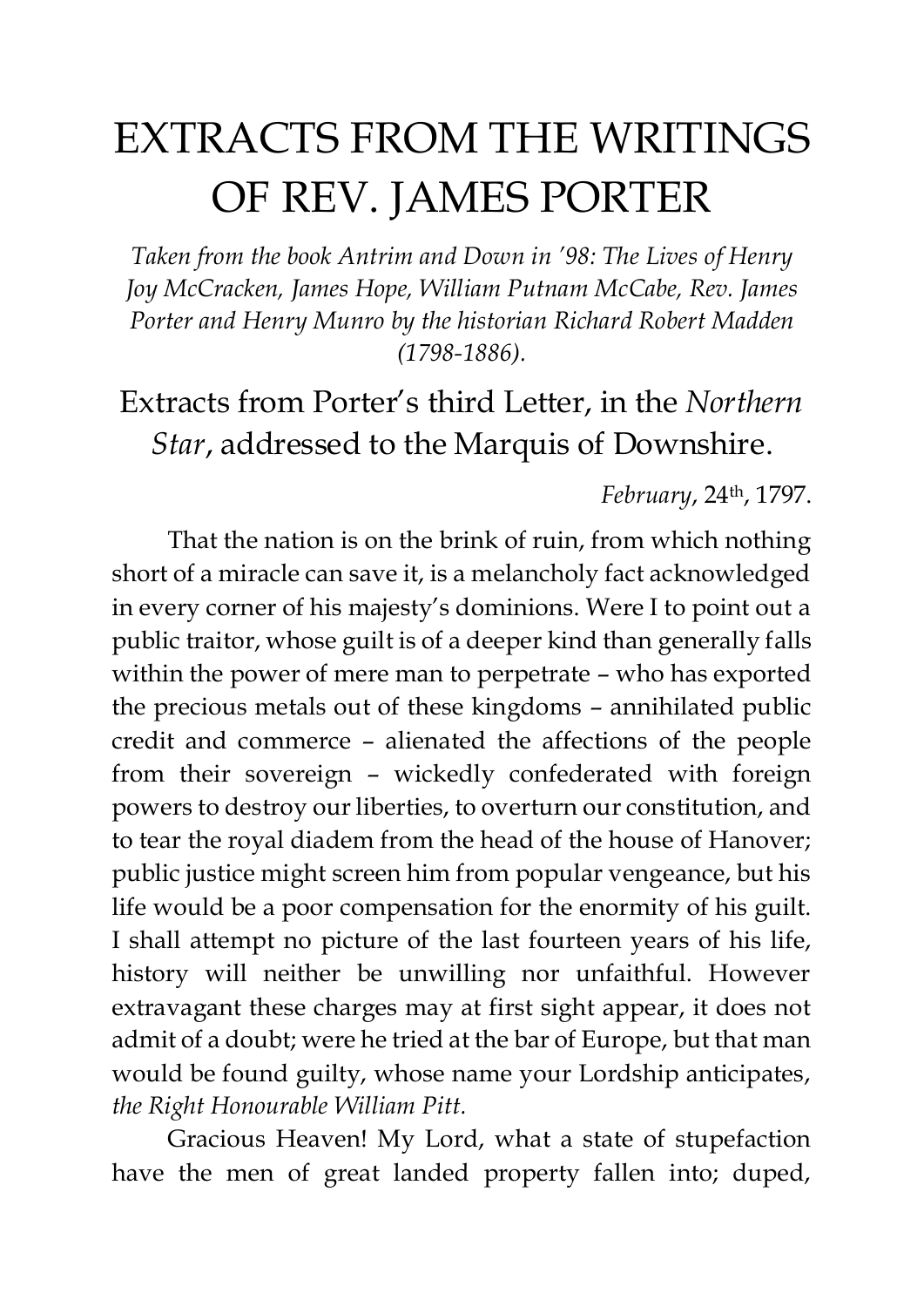# EXTRACTS FROM THE WRITINGS OF REV. JAMES PORTER

*Taken from the book Antrim and Down in '98: The Lives of Henry Joy McCracken, James Hope, William Putnam McCabe, Rev. James Porter and Henry Munro by the historian Richard Robert Madden (1798-1886).*

## Extracts from Porter's third Letter, in the *Northern Star*, addressed to the Marquis of Downshire.

*February*, 24th, 1797.

That the nation is on the brink of ruin, from which nothing short of a miracle can save it, is a melancholy fact acknowledged in every corner of his majesty's dominions. Were I to point out a public traitor, whose guilt is of a deeper kind than generally falls within the power of mere man to perpetrate – who has exported the precious metals out of these kingdoms – annihilated public credit and commerce – alienated the affections of the people from their sovereign – wickedly confederated with foreign powers to destroy our liberties, to overturn our constitution, and to tear the royal diadem from the head of the house of Hanover; public justice might screen him from popular vengeance, but his life would be a poor compensation for the enormity of his guilt. I shall attempt no picture of the last fourteen years of his life, history will neither be unwilling nor unfaithful. However extravagant these charges may at first sight appear, it does not admit of a doubt; were he tried at the bar of Europe, but that man would be found guilty, whose name your Lordship anticipates, *the Right Honourable William Pitt.*

Gracious Heaven! My Lord, what a state of stupefaction have the men of great landed property fallen into; duped,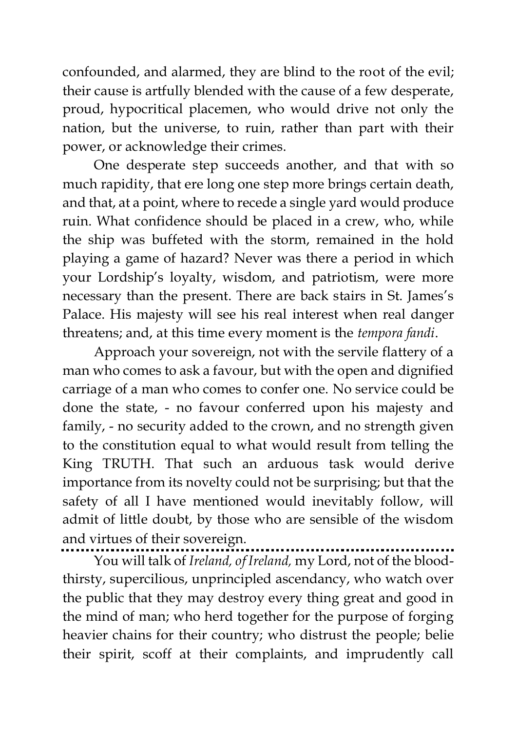confounded, and alarmed, they are blind to the root of the evil; their cause is artfully blended with the cause of a few desperate, proud, hypocritical placemen, who would drive not only the nation, but the universe, to ruin, rather than part with their power, or acknowledge their crimes.

One desperate step succeeds another, and that with so much rapidity, that ere long one step more brings certain death, and that, at a point, where to recede a single yard would produce ruin. What confidence should be placed in a crew, who, while the ship was buffeted with the storm, remained in the hold playing a game of hazard? Never was there a period in which your Lordship's loyalty, wisdom, and patriotism, were more necessary than the present. There are back stairs in St. James's Palace. His majesty will see his real interest when real danger threatens; and, at this time every moment is the *tempora fandi*.

Approach your sovereign, not with the servile flattery of a man who comes to ask a favour, but with the open and dignified carriage of a man who comes to confer one. No service could be done the state, - no favour conferred upon his majesty and family, - no security added to the crown, and no strength given to the constitution equal to what would result from telling the King TRUTH. That such an arduous task would derive importance from its novelty could not be surprising; but that the safety of all I have mentioned would inevitably follow, will admit of little doubt, by those who are sensible of the wisdom and virtues of their sovereign.

---

You will talk of *Ireland, of Ireland,* my Lord, not of the blood-thirsty, supercilious, unprincipled ascendancy, who watch over the public that they may destroy every thing great and good in the mind of man; who herd together for the purpose of forging heavier chains for their country; who distrust the people; belie their spirit, scoff at their complaints, and imprudently call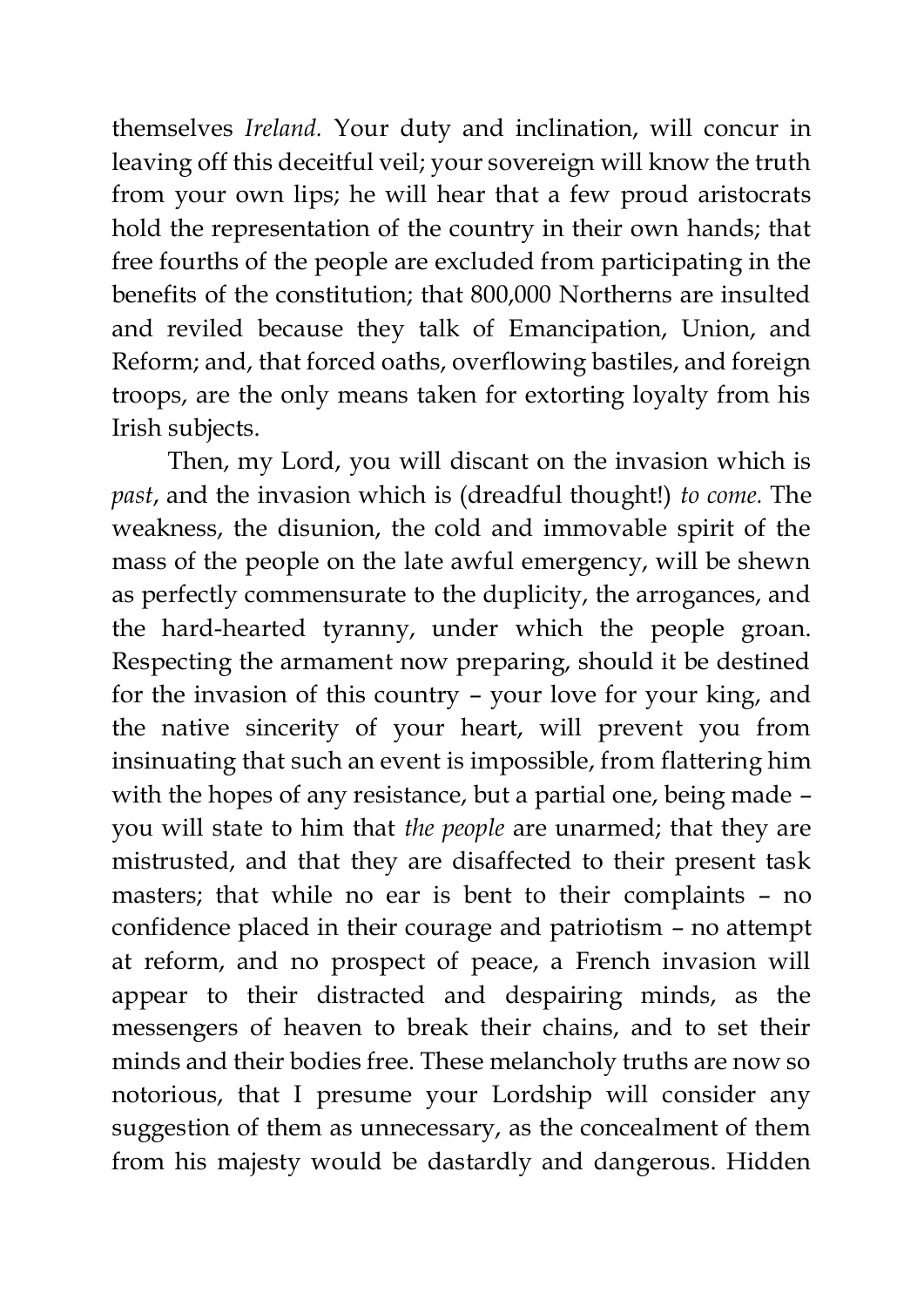themselves *Ireland.* Your duty and inclination, will concur in leaving off this deceitful veil; your sovereign will know the truth from your own lips; he will hear that a few proud aristocrats hold the representation of the country in their own hands; that free fourths of the people are excluded from participating in the benefits of the constitution; that 800,000 Northerns are insulted and reviled because they talk of Emancipation, Union, and Reform; and, that forced oaths, overflowing bastiles, and foreign troops, are the only means taken for extorting loyalty from his Irish subjects.

Then, my Lord, you will discant on the invasion which is *past*, and the invasion which is (dreadful thought!) *to come.* The weakness, the disunion, the cold and immovable spirit of the mass of the people on the late awful emergency, will be shewn as perfectly commensurate to the duplicity, the arrogances, and the hard-hearted tyranny, under which the people groan. Respecting the armament now preparing, should it be destined for the invasion of this country – your love for your king, and the native sincerity of your heart, will prevent you from insinuating that such an event is impossible, from flattering him with the hopes of any resistance, but a partial one, being made – you will state to him that *the people* are unarmed; that they are mistrusted, and that they are disaffected to their present task masters; that while no ear is bent to their complaints – no confidence placed in their courage and patriotism – no attempt at reform, and no prospect of peace, a French invasion will appear to their distracted and despairing minds, as the messengers of heaven to break their chains, and to set their minds and their bodies free. These melancholy truths are now so notorious, that I presume your Lordship will consider any suggestion of them as unnecessary, as the concealment of them from his majesty would be dastardly and dangerous. Hidden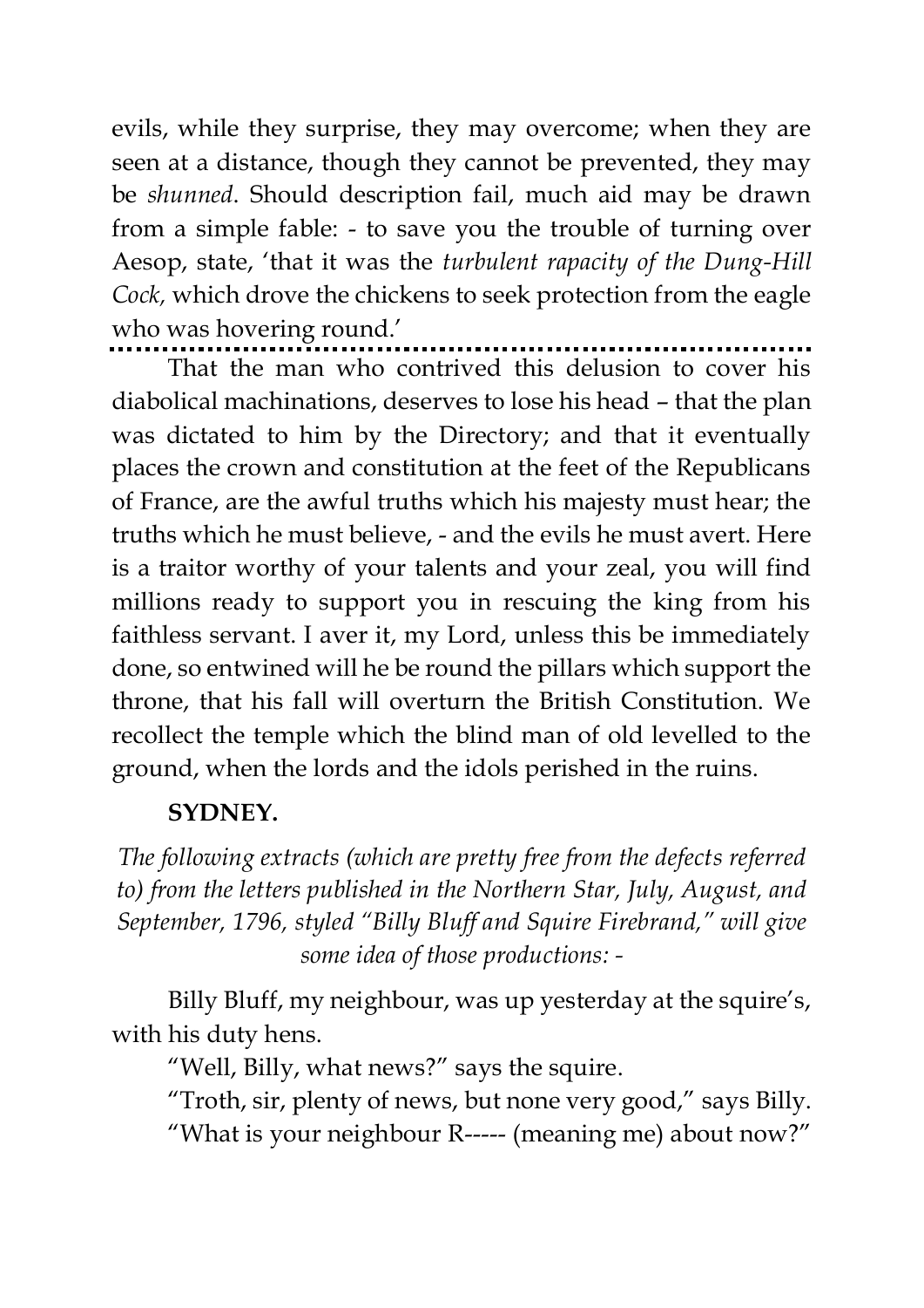evils, while they surprise, they may overcome; when they are seen at a distance, though they cannot be prevented, they may be *shunned*. Should description fail, much aid may be drawn from a simple fable: - to save you the trouble of turning over Aesop, state, 'that it was the *turbulent rapacity of the Dung-Hill Cock,* which drove the chickens to seek protection from the eagle who was hovering round.'

.........................................................................

That the man who contrived this delusion to cover his diabolical machinations, deserves to lose his head – that the plan was dictated to him by the Directory; and that it eventually places the crown and constitution at the feet of the Republicans of France, are the awful truths which his majesty must hear; the truths which he must believe, - and the evils he must avert. Here is a traitor worthy of your talents and your zeal, you will find millions ready to support you in rescuing the king from his faithless servant. I aver it, my Lord, unless this be immediately done, so entwined will he be round the pillars which support the throne, that his fall will overturn the British Constitution. We recollect the temple which the blind man of old levelled to the ground, when the lords and the idols perished in the ruins.

**SYDNEY.**

*The following extracts (which are pretty free from the defects referred to) from the letters published in the Northern Star, July, August, and September, 1796, styled "Billy Bluff and Squire Firebrand," will give some idea of those productions: -*

Billy Bluff, my neighbour, was up yesterday at the squire's, with his duty hens.

"Well, Billy, what news?" says the squire.

"Troth, sir, plenty of news, but none very good," says Billy.

"What is your neighbour R----- (meaning me) about now?"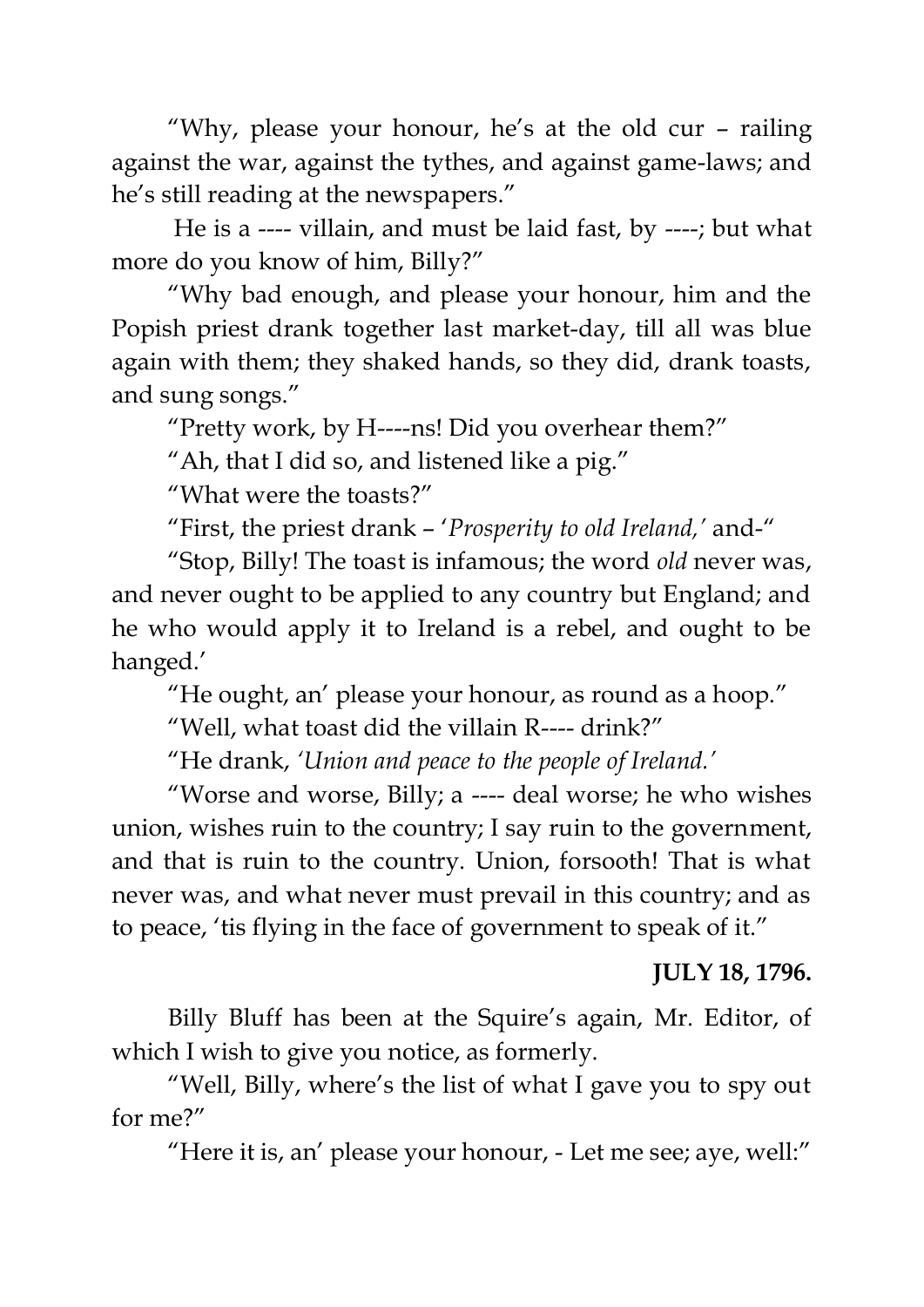"Why, please your honour, he's at the old cur – railing against the war, against the tythes, and against game-laws; and he's still reading at the newspapers."

He is a ---- villain, and must be laid fast, by ----; but what more do you know of him, Billy?"

"Why bad enough, and please your honour, him and the Popish priest drank together last market-day, till all was blue again with them; they shaked hands, so they did, drank toasts, and sung songs."

"Pretty work, by H----ns! Did you overhear them?"

"Ah, that I did so, and listened like a pig."

"What were the toasts?"

"First, the priest drank – '*Prosperity to old Ireland,*' and-"

"Stop, Billy! The toast is infamous; the word *old* never was, and never ought to be applied to any country but England; and he who would apply it to Ireland is a rebel, and ought to be hanged.'

"He ought, an' please your honour, as round as a hoop."

"Well, what toast did the villain R---- drink?"

"He drank, *'Union and peace to the people of Ireland.'*

"Worse and worse, Billy; a ---- deal worse; he who wishes union, wishes ruin to the country; I say ruin to the government, and that is ruin to the country. Union, forsooth! That is what never was, and what never must prevail in this country; and as to peace, 'tis flying in the face of government to speak of it."

**JULY 18, 1796.**

Billy Bluff has been at the Squire's again, Mr. Editor, of which I wish to give you notice, as formerly.

"Well, Billy, where's the list of what I gave you to spy out for me?"

"Here it is, an' please your honour, - Let me see; aye, well:"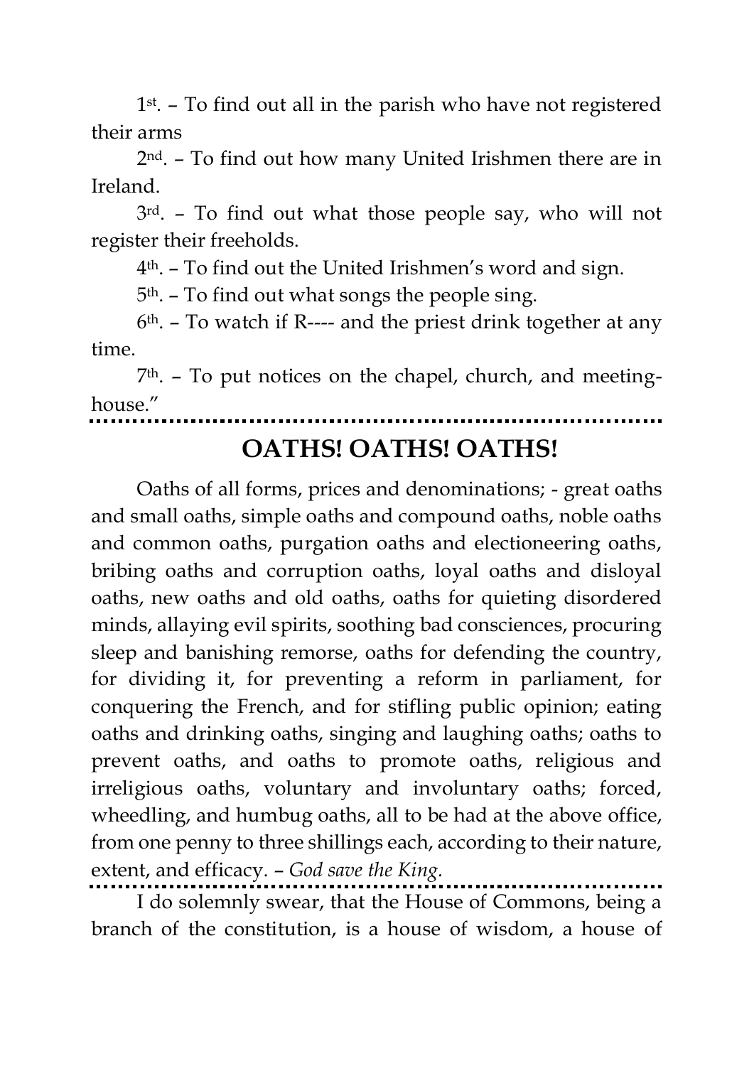1st. – To find out all in the parish who have not registered their arms

2nd. – To find out how many United Irishmen there are in Ireland.

3rd. – To find out what those people say, who will not register their freeholds.

4th. – To find out the United Irishmen's word and sign.

5th. – To find out what songs the people sing.

6th. – To watch if R---- and the priest drink together at any time.

7th. – To put notices on the chapel, church, and meeting-house."

---

## OATHS! OATHS! OATHS!

Oaths of all forms, prices and denominations; - great oaths and small oaths, simple oaths and compound oaths, noble oaths and common oaths, purgation oaths and electioneering oaths, bribing oaths and corruption oaths, loyal oaths and disloyal oaths, new oaths and old oaths, oaths for quieting disordered minds, allaying evil spirits, soothing bad consciences, procuring sleep and banishing remorse, oaths for defending the country, for dividing it, for preventing a reform in parliament, for conquering the French, and for stifling public opinion; eating oaths and drinking oaths, singing and laughing oaths; oaths to prevent oaths, and oaths to promote oaths, religious and irreligious oaths, voluntary and involuntary oaths; forced, wheedling, and humbug oaths, all to be had at the above office, from one penny to three shillings each, according to their nature, extent, and efficacy. – *God save the King.*

---

I do solemnly swear, that the House of Commons, being a branch of the constitution, is a house of wisdom, a house of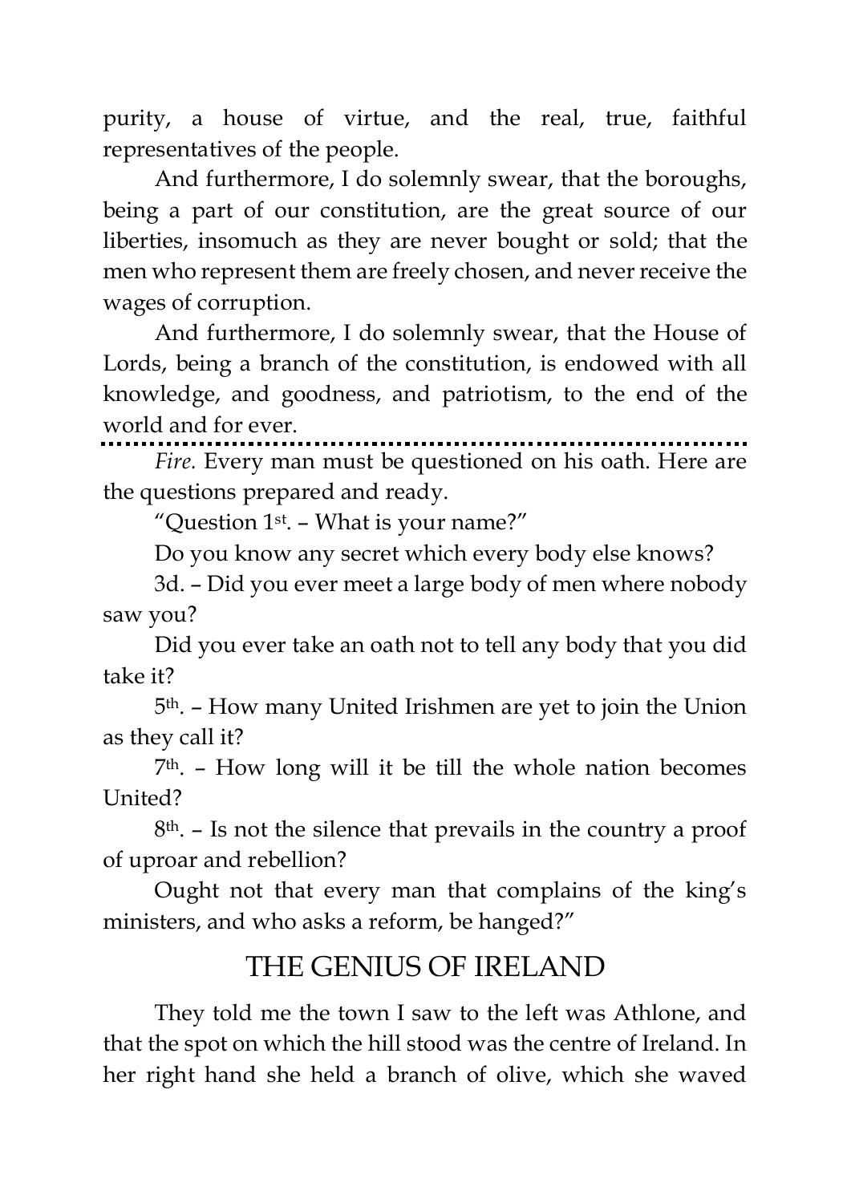purity, a house of virtue, and the real, true, faithful representatives of the people.

And furthermore, I do solemnly swear, that the boroughs, being a part of our constitution, are the great source of our liberties, insomuch as they are never bought or sold; that the men who represent them are freely chosen, and never receive the wages of corruption.

And furthermore, I do solemnly swear, that the House of Lords, being a branch of the constitution, is endowed with all knowledge, and goodness, and patriotism, to the end of the world and for ever.

---

*Fire.* Every man must be questioned on his oath. Here are the questions prepared and ready.

"Question 1st. – What is your name?"

Do you know any secret which every body else knows?

3d. – Did you ever meet a large body of men where nobody saw you?

Did you ever take an oath not to tell any body that you did take it?

5th. – How many United Irishmen are yet to join the Union as they call it?

7th. – How long will it be till the whole nation becomes United?

8th. – Is not the silence that prevails in the country a proof of uproar and rebellion?

Ought not that every man that complains of the king's ministers, and who asks a reform, be hanged?"

## THE GENIUS OF IRELAND

They told me the town I saw to the left was Athlone, and that the spot on which the hill stood was the centre of Ireland. In her right hand she held a branch of olive, which she waved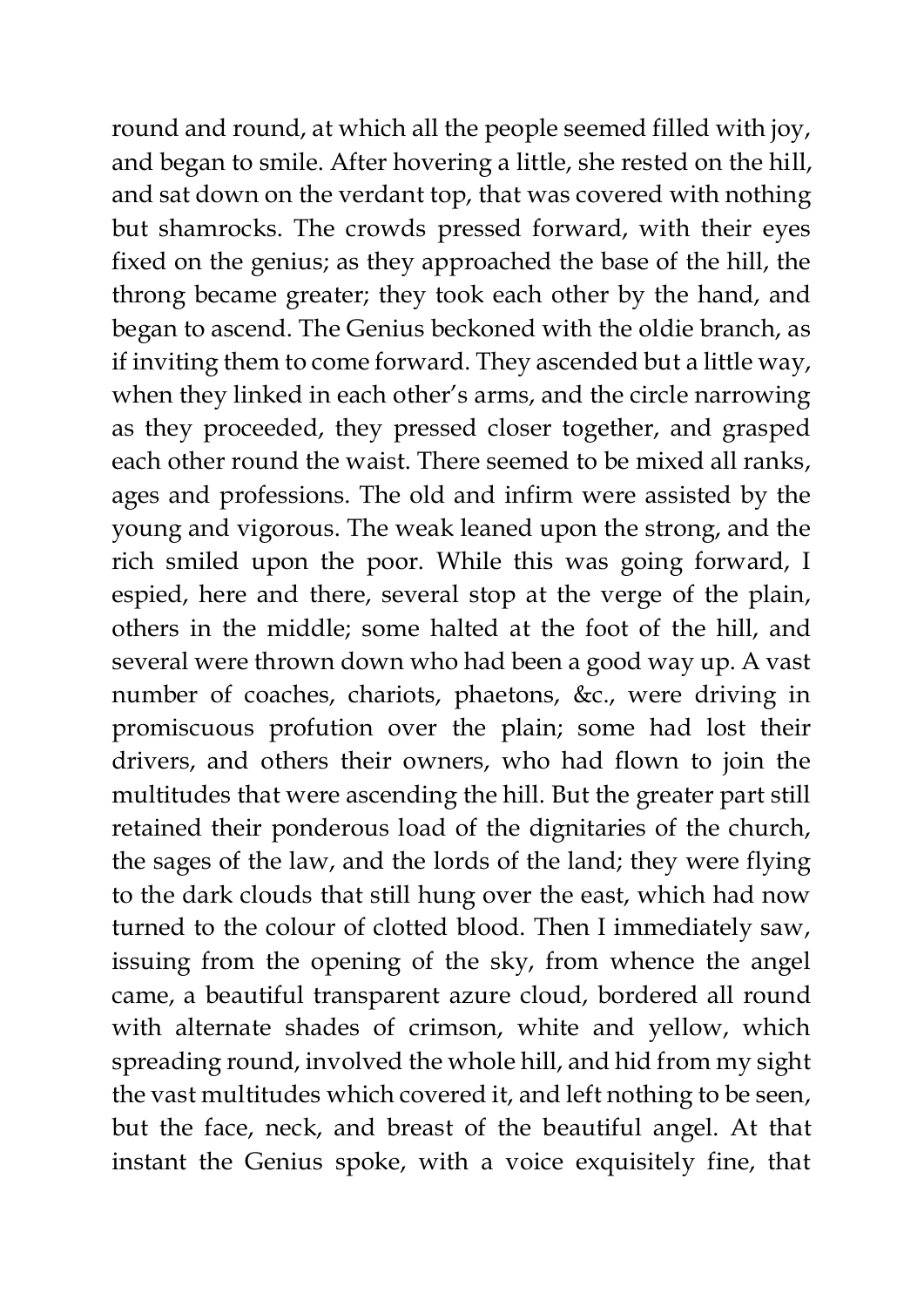round and round, at which all the people seemed filled with joy, and began to smile. After hovering a little, she rested on the hill, and sat down on the verdant top, that was covered with nothing but shamrocks. The crowds pressed forward, with their eyes fixed on the genius; as they approached the base of the hill, the throng became greater; they took each other by the hand, and began to ascend. The Genius beckoned with the oldie branch, as if inviting them to come forward. They ascended but a little way, when they linked in each other's arms, and the circle narrowing as they proceeded, they pressed closer together, and grasped each other round the waist. There seemed to be mixed all ranks, ages and professions. The old and infirm were assisted by the young and vigorous. The weak leaned upon the strong, and the rich smiled upon the poor. While this was going forward, I espied, here and there, several stop at the verge of the plain, others in the middle; some halted at the foot of the hill, and several were thrown down who had been a good way up. A vast number of coaches, chariots, phaetons, &c., were driving in promiscuous profution over the plain; some had lost their drivers, and others their owners, who had flown to join the multitudes that were ascending the hill. But the greater part still retained their ponderous load of the dignitaries of the church, the sages of the law, and the lords of the land; they were flying to the dark clouds that still hung over the east, which had now turned to the colour of clotted blood. Then I immediately saw, issuing from the opening of the sky, from whence the angel came, a beautiful transparent azure cloud, bordered all round with alternate shades of crimson, white and yellow, which spreading round, involved the whole hill, and hid from my sight the vast multitudes which covered it, and left nothing to be seen, but the face, neck, and breast of the beautiful angel. At that instant the Genius spoke, with a voice exquisitely fine, that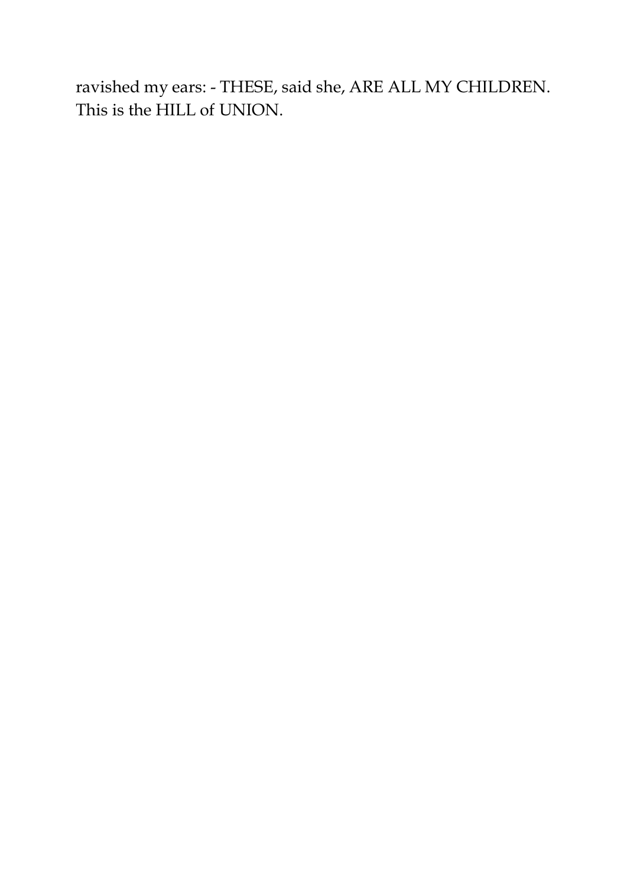ravished my ears: - THESE, said she, ARE ALL MY CHILDREN. This is the HILL of UNION.